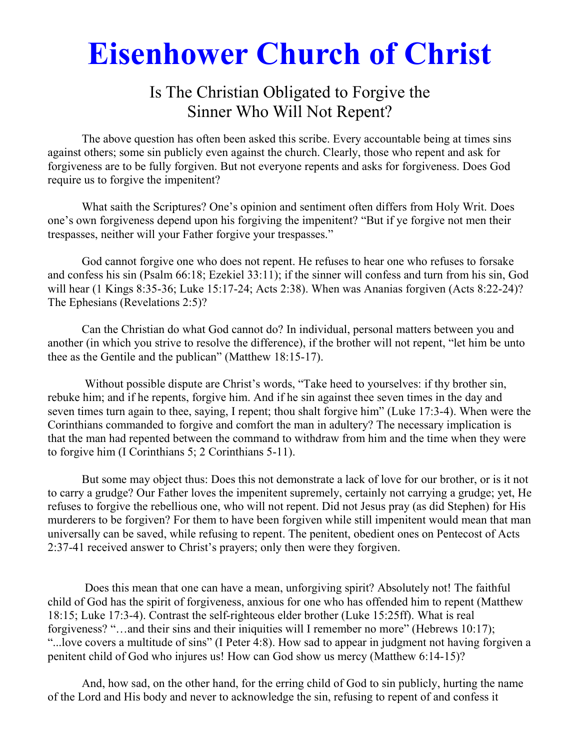# Eisenhower Church of Christ

## Is The Christian Obligated to Forgive the Sinner Who Will Not Repent?

The above question has often been asked this scribe. Every accountable being at times sins against others; some sin publicly even against the church. Clearly, those who repent and ask for forgiveness are to be fully forgiven. But not everyone repents and asks for forgiveness. Does God require us to forgive the impenitent?

What saith the Scriptures? One's opinion and sentiment often differs from Holy Writ. Does one's own forgiveness depend upon his forgiving the impenitent? "But if ye forgive not men their trespasses, neither will your Father forgive your trespasses."

God cannot forgive one who does not repent. He refuses to hear one who refuses to forsake and confess his sin (Psalm 66:18; Ezekiel 33:11); if the sinner will confess and turn from his sin, God will hear (1 Kings 8:35-36; Luke 15:17-24; Acts 2:38). When was Ananias forgiven (Acts 8:22-24)? The Ephesians (Revelations 2:5)?

Can the Christian do what God cannot do? In individual, personal matters between you and another (in which you strive to resolve the difference), if the brother will not repent, "let him be unto thee as the Gentile and the publican" (Matthew 18:15-17).

Without possible dispute are Christ's words, "Take heed to yourselves: if thy brother sin, rebuke him; and if he repents, forgive him. And if he sin against thee seven times in the day and seven times turn again to thee, saying, I repent; thou shalt forgive him" (Luke 17:3-4). When were the Corinthians commanded to forgive and comfort the man in adultery? The necessary implication is that the man had repented between the command to withdraw from him and the time when they were to forgive him (I Corinthians 5; 2 Corinthians 5-11).

But some may object thus: Does this not demonstrate a lack of love for our brother, or is it not to carry a grudge? Our Father loves the impenitent supremely, certainly not carrying a grudge; yet, He refuses to forgive the rebellious one, who will not repent. Did not Jesus pray (as did Stephen) for His murderers to be forgiven? For them to have been forgiven while still impenitent would mean that man universally can be saved, while refusing to repent. The penitent, obedient ones on Pentecost of Acts 2:37-41 received answer to Christ's prayers; only then were they forgiven.

Does this mean that one can have a mean, unforgiving spirit? Absolutely not! The faithful child of God has the spirit of forgiveness, anxious for one who has offended him to repent (Matthew 18:15; Luke 17:3-4). Contrast the self-righteous elder brother (Luke 15:25ff). What is real forgiveness? "…and their sins and their iniquities will I remember no more" (Hebrews 10:17); "...love covers a multitude of sins" (I Peter 4:8). How sad to appear in judgment not having forgiven a penitent child of God who injures us! How can God show us mercy (Matthew 6:14-15)?

And, how sad, on the other hand, for the erring child of God to sin publicly, hurting the name of the Lord and His body and never to acknowledge the sin, refusing to repent of and confess it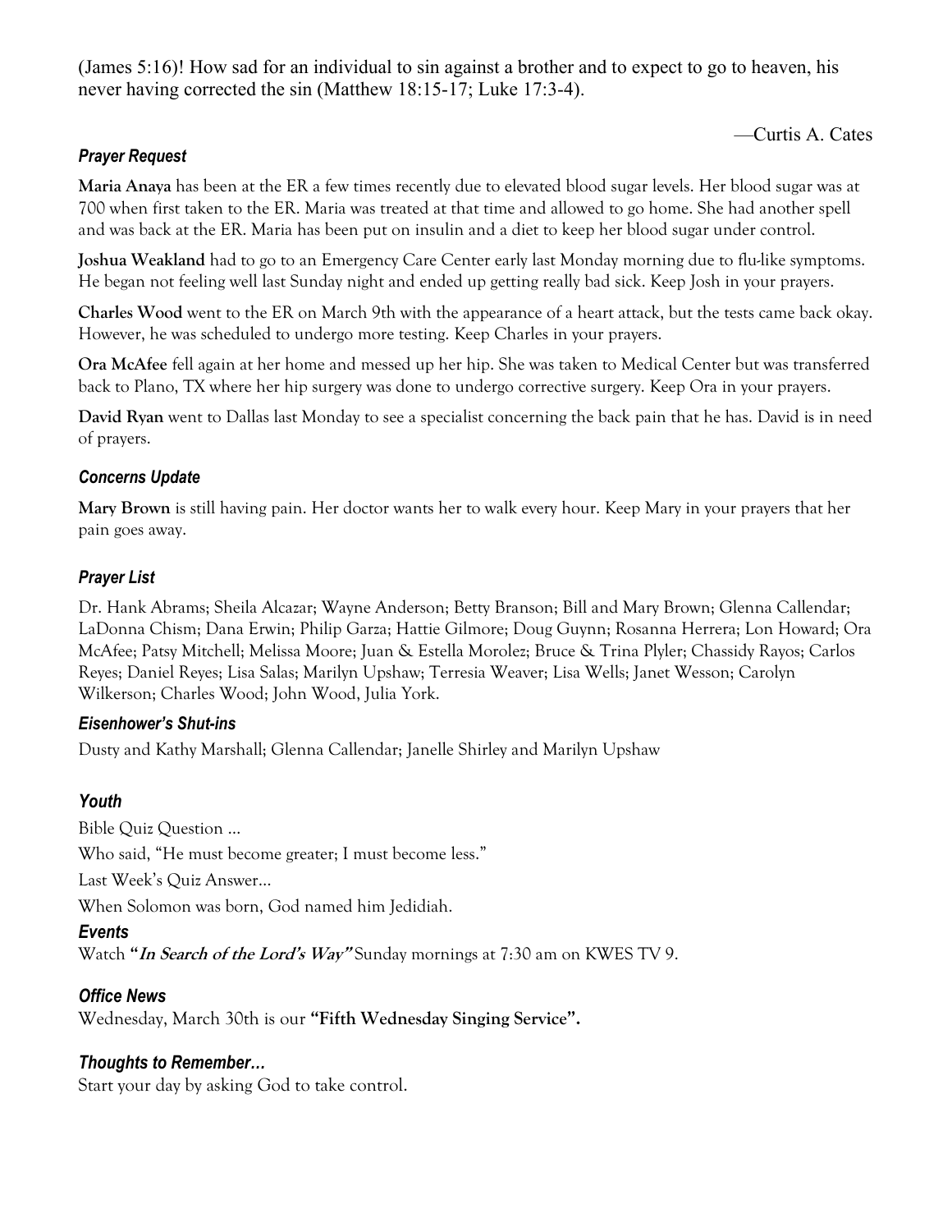(James 5:16)! How sad for an individual to sin against a brother and to expect to go to heaven, his never having corrected the sin (Matthew 18:15-17; Luke 17:3-4).

—Curtis A. Cates

### *Prayer Request*

**Maria Anaya** has been at the ER a few times recently due to elevated blood sugar levels. Her blood sugar was at 700 when first taken to the ER. Maria was treated at that time and allowed to go home. She had another spell and was back at the ER. Maria has been put on insulin and a diet to keep her blood sugar under control.

**Joshua Weakland** had to go to an Emergency Care Center early last Monday morning due to flu-like symptoms. He began not feeling well last Sunday night and ended up getting really bad sick. Keep Josh in your prayers.

**Charles Wood** went to the ER on March 9th with the appearance of a heart attack, but the tests came back okay. However, he was scheduled to undergo more testing. Keep Charles in your prayers.

**Ora McAfee** fell again at her home and messed up her hip. She was taken to Medical Center but was transferred back to Plano, TX where her hip surgery was done to undergo corrective surgery. Keep Ora in your prayers.

**David Ryan** went to Dallas last Monday to see a specialist concerning the back pain that he has. David is in need of prayers.

### *Concerns Update*

**Mary Brown** is still having pain. Her doctor wants her to walk every hour. Keep Mary in your prayers that her pain goes away.

### *Prayer List*

Dr. Hank Abrams; Sheila Alcazar; Wayne Anderson; Betty Branson; Bill and Mary Brown; Glenna Callendar; LaDonna Chism; Dana Erwin; Philip Garza; Hattie Gilmore; Doug Guynn; Rosanna Herrera; Lon Howard; Ora McAfee; Patsy Mitchell; Melissa Moore; Juan & Estella Morolez; Bruce & Trina Plyler; Chassidy Rayos; Carlos Reyes; Daniel Reyes; Lisa Salas; Marilyn Upshaw; Terresia Weaver; Lisa Wells; Janet Wesson; Carolyn Wilkerson; Charles Wood; John Wood, Julia York.

### *Eisenhower's Shut-ins*

Dusty and Kathy Marshall; Glenna Callendar; Janelle Shirley and Marilyn Upshaw

### *Youth*

Bible Quiz Question ...

Who said, "He must become greater; I must become less."

Last Week's Quiz Answer...

When Solomon was born, God named him Jedidiah.

### *Events*

Watch ***"In Search of the Lord's Way"*** Sunday mornings at 7:30 am on KWES TV 9.

### *Office News*

Wednesday, March 30th is our **"Fifth Wednesday Singing Service".**

### *Thoughts to Remember…*

Start your day by asking God to take control.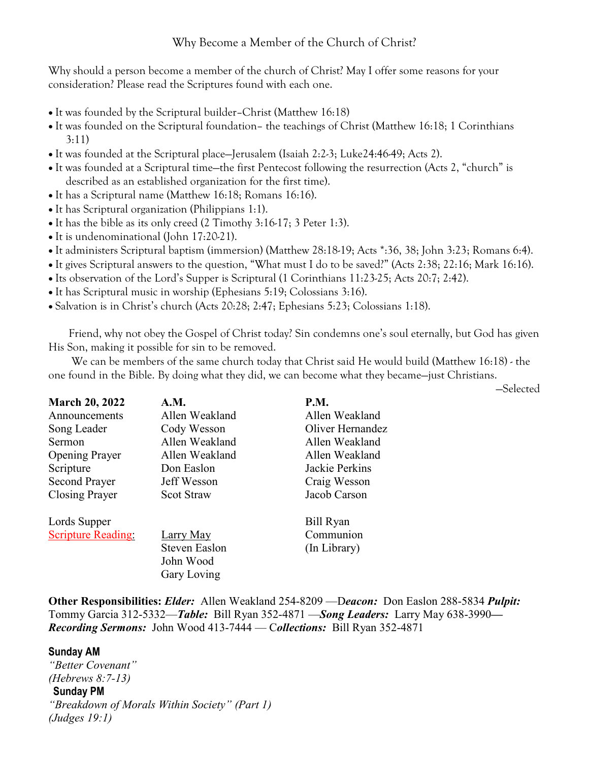## Why Become a Member of the Church of Christ?

Why should a person become a member of the church of Christ? May I offer some reasons for your consideration? Please read the Scriptures found with each one.

- It was founded by the Scriptural builder–Christ (Matthew 16:18)
- It was founded on the Scriptural foundation– the teachings of Christ (Matthew 16:18; 1 Corinthians 3:11)
- It was founded at the Scriptural place—Jerusalem (Isaiah 2:2-3; Luke24:46-49; Acts 2).
- It was founded at a Scriptural time—the first Pentecost following the resurrection (Acts 2, "church" is described as an established organization for the first time).
- It has a Scriptural name (Matthew 16:18; Romans 16:16).
- It has Scriptural organization (Philippians 1:1).
- It has the bible as its only creed (2 Timothy 3:16-17; 3 Peter 1:3).
- It is undenominational (John 17:20-21).
- It administers Scriptural baptism (immersion) (Matthew 28:18-19; Acts *:36, 38; John 3:23; Romans 6:4).
- It gives Scriptural answers to the question, "What must I do to be saved?" (Acts 2:38; 22:16; Mark 16:16).
- Its observation of the Lord's Supper is Scriptural (1 Corinthians 11:23-25; Acts 20:7; 2:42).
- It has Scriptural music in worship (Ephesians 5:19; Colossians 3:16).
- Salvation is in Christ's church (Acts 20:28; 2:47; Ephesians 5:23; Colossians 1:18).

Friend, why not obey the Gospel of Christ today? Sin condemns one's soul eternally, but God has given His Son, making it possible for sin to be removed.

We can be members of the same church today that Christ said He would build (Matthew 16:18) - the one found in the Bible. By doing what they did, we can become what they became—just Christians.

—Selected

| **March 20, 2022** | **A.M.** | **P.M.** |
|---|---|---|
| Announcements | Allen Weakland | Allen Weakland |
| Song Leader | Cody Wesson | Oliver Hernandez |
| Sermon | Allen Weakland | Allen Weakland |
| Opening Prayer | Allen Weakland | Allen Weakland |
| Scripture | Don Easlon | Jackie Perkins |
| Second Prayer | Jeff Wesson | Craig Wesson |
| Closing Prayer | Scot Straw | Jacob Carson |
| | | |
| Lords Supper | | Bill Ryan |
| Scripture Reading: | Larry May | Communion |
| | Steven Easlon | (In Library) |
| | John Wood | |
| | Gary Loving | |

**Other Responsibilities:** ***Elder:*** Allen Weakland 254-8209 —***Deacon:*** Don Easlon 288-5834 ***Pulpit:*** Tommy Garcia 312-5332—***Table:*** Bill Ryan 352-4871 —***Song Leaders:*** Larry May 638-3990— ***Recording Sermons:*** John Wood 413-7444 — ***Collections:*** Bill Ryan 352-4871

**Sunday AM**

*"Better Covenant"*
*(Hebrews 8:7-13)*

**Sunday PM**

*"Breakdown of Morals Within Society" (Part 1)*
*(Judges 19:1)*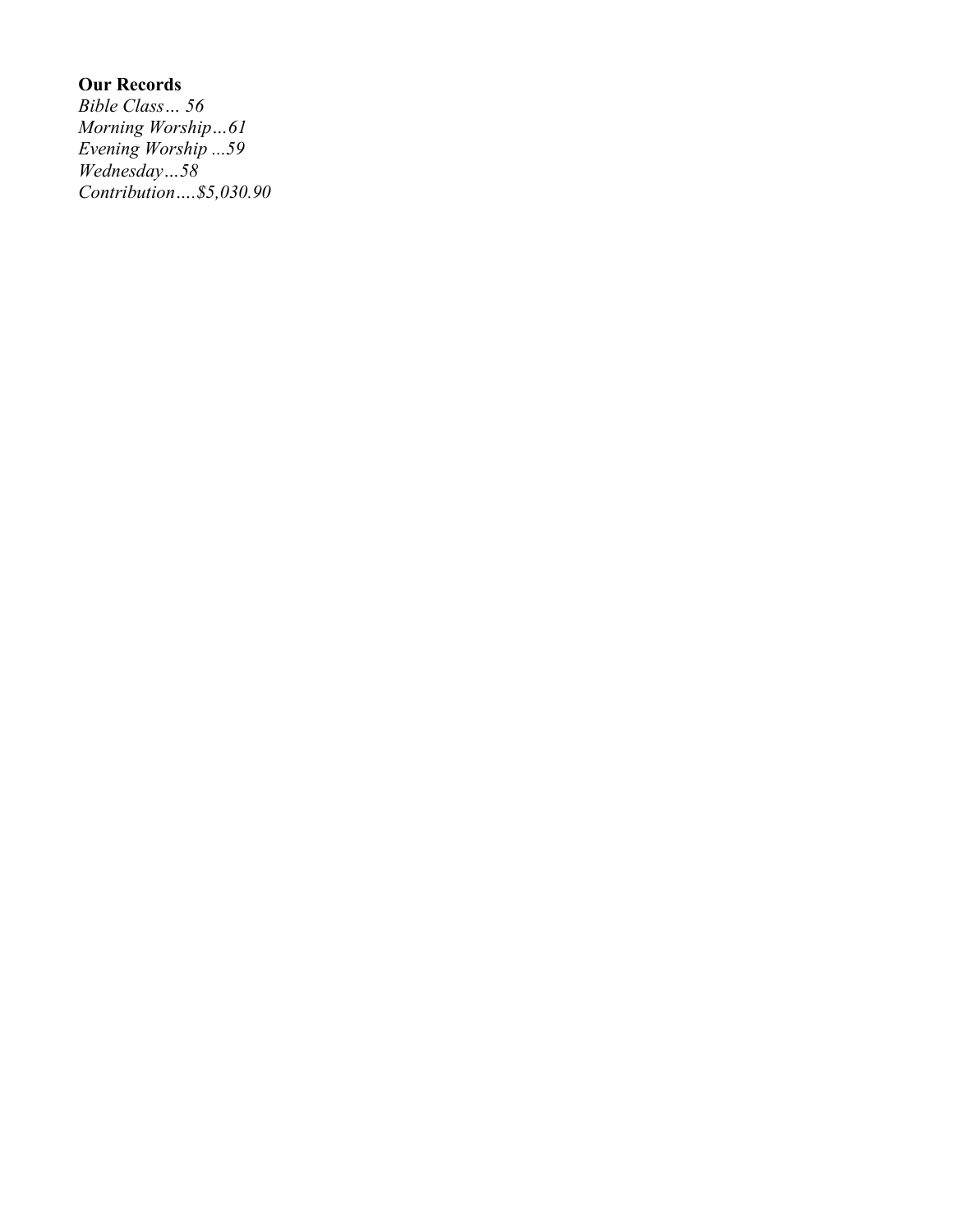**Our Records**

*Bible Class… 56*
*Morning Worship…61*
*Evening Worship ...59*
*Wednesday…58*
*Contribution….$5,030.90*